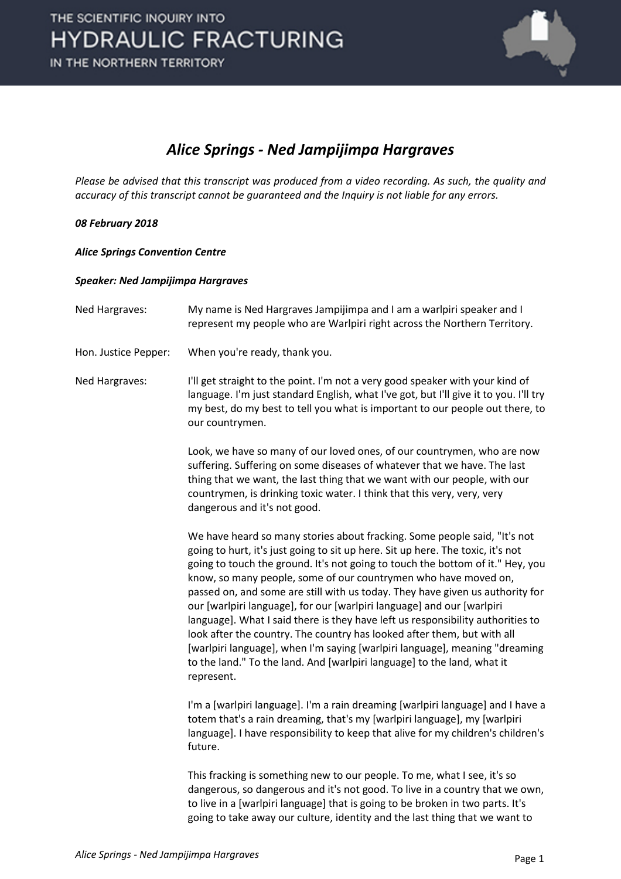# Alice Springs - Ned Jampijimpa Hargraves

*Please be advised that this transcript was produced from a video recording. As such, the quality and accuracy of this transcript cannot be guaranteed and the Inquiry is not liable for any errors.*

***08 February 2018***

***Alice Springs Convention Centre***

***Speaker: Ned Jampijimpa Hargraves***

Ned Hargraves: My name is Ned Hargraves Jampijimpa and I am a warlpiri speaker and I represent my people who are Warlpiri right across the Northern Territory.

Hon. Justice Pepper: When you're ready, thank you.

Ned Hargraves: I'll get straight to the point. I'm not a very good speaker with your kind of language. I'm just standard English, what I've got, but I'll give it to you. I'll try my best, do my best to tell you what is important to our people out there, to our countrymen.

Look, we have so many of our loved ones, of our countrymen, who are now suffering. Suffering on some diseases of whatever that we have. The last thing that we want, the last thing that we want with our people, with our countrymen, is drinking toxic water. I think that this very, very, very dangerous and it's not good.

We have heard so many stories about fracking. Some people said, "It's not going to hurt, it's just going to sit up here. Sit up here. The toxic, it's not going to touch the ground. It's not going to touch the bottom of it." Hey, you know, so many people, some of our countrymen who have moved on, passed on, and some are still with us today. They have given us authority for our [warlpiri language], for our [warlpiri language] and our [warlpiri language]. What I said there is they have left us responsibility authorities to look after the country. The country has looked after them, but with all [warlpiri language], when I'm saying [warlpiri language], meaning "dreaming to the land." To the land. And [warlpiri language] to the land, what it represent.

I'm a [warlpiri language]. I'm a rain dreaming [warlpiri language] and I have a totem that's a rain dreaming, that's my [warlpiri language], my [warlpiri language]. I have responsibility to keep that alive for my children's children's future.

This fracking is something new to our people. To me, what I see, it's so dangerous, so dangerous and it's not good. To live in a country that we own, to live in a [warlpiri language] that is going to be broken in two parts. It's going to take away our culture, identity and the last thing that we want to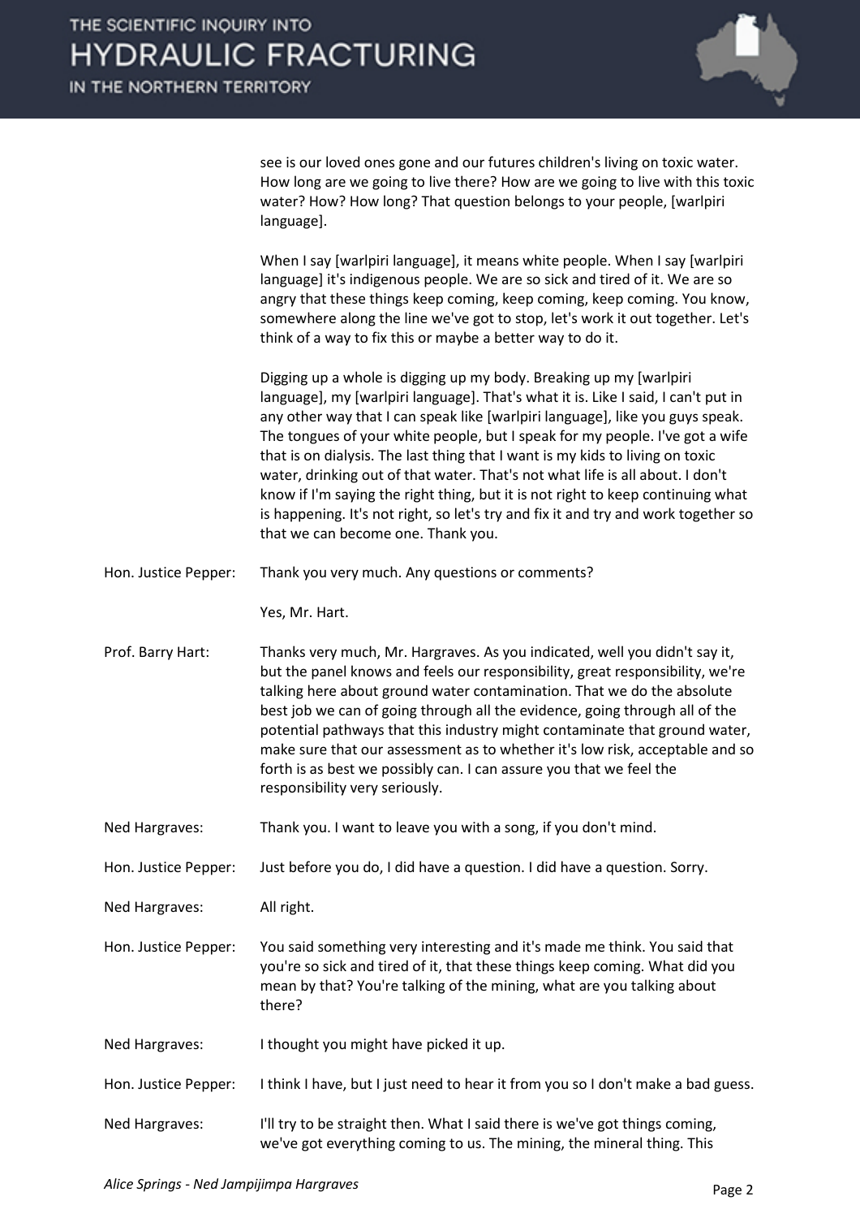see is our loved ones gone and our futures children's living on toxic water. How long are we going to live there? How are we going to live with this toxic water? How? How long? That question belongs to your people, [warlpiri language].

When I say [warlpiri language], it means white people. When I say [warlpiri language] it's indigenous people. We are so sick and tired of it. We are so angry that these things keep coming, keep coming, keep coming. You know, somewhere along the line we've got to stop, let's work it out together. Let's think of a way to fix this or maybe a better way to do it.

Digging up a whole is digging up my body. Breaking up my [warlpiri language], my [warlpiri language]. That's what it is. Like I said, I can't put in any other way that I can speak like [warlpiri language], like you guys speak. The tongues of your white people, but I speak for my people. I've got a wife that is on dialysis. The last thing that I want is my kids to living on toxic water, drinking out of that water. That's not what life is all about. I don't know if I'm saying the right thing, but it is not right to keep continuing what is happening. It's not right, so let's try and fix it and try and work together so that we can become one. Thank you.

**Hon. Justice Pepper:** Thank you very much. Any questions or comments?

Yes, Mr. Hart.

**Prof. Barry Hart:** Thanks very much, Mr. Hargraves. As you indicated, well you didn't say it, but the panel knows and feels our responsibility, great responsibility, we're talking here about ground water contamination. That we do the absolute best job we can of going through all the evidence, going through all of the potential pathways that this industry might contaminate that ground water, make sure that our assessment as to whether it's low risk, acceptable and so forth is as best we possibly can. I can assure you that we feel the responsibility very seriously.

**Ned Hargraves:** Thank you. I want to leave you with a song, if you don't mind.

**Hon. Justice Pepper:** Just before you do, I did have a question. I did have a question. Sorry.

**Ned Hargraves:** All right.

**Hon. Justice Pepper:** You said something very interesting and it's made me think. You said that you're so sick and tired of it, that these things keep coming. What did you mean by that? You're talking of the mining, what are you talking about there?

**Ned Hargraves:** I thought you might have picked it up.

**Hon. Justice Pepper:** I think I have, but I just need to hear it from you so I don't make a bad guess.

**Ned Hargraves:** I'll try to be straight then. What I said there is we've got things coming, we've got everything coming to us. The mining, the mineral thing. This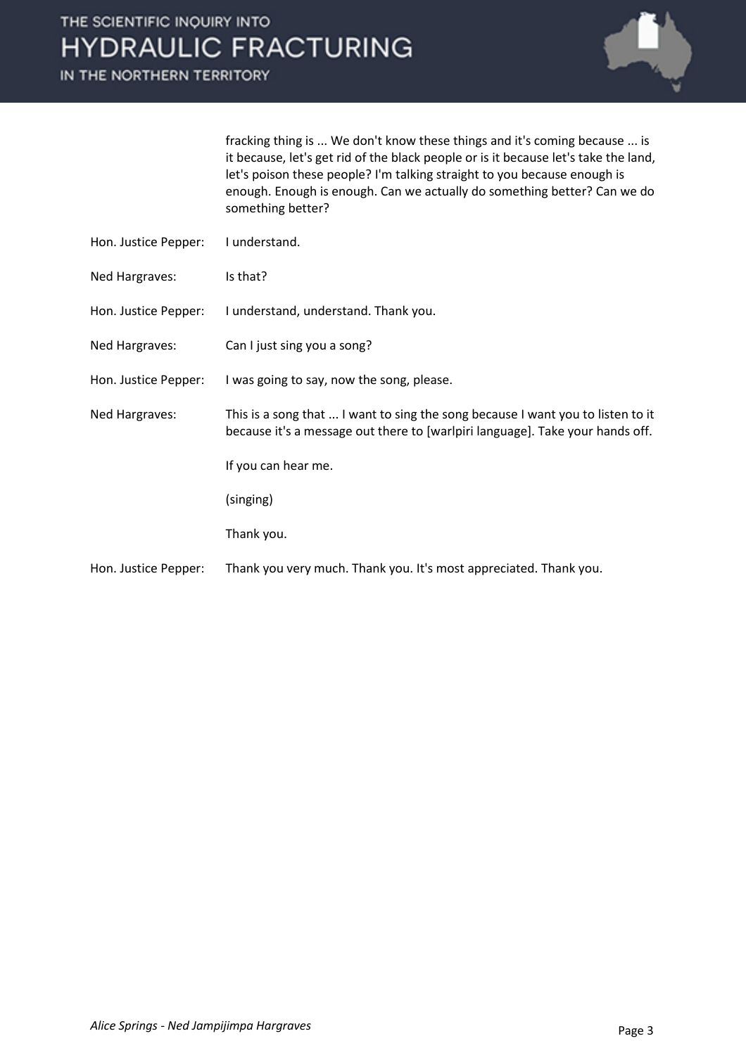fracking thing is ... We don't know these things and it's coming because ... is it because, let's get rid of the black people or is it because let's take the land, let's poison these people? I'm talking straight to you because enough is enough. Enough is enough. Can we actually do something better? Can we do something better?

Hon. Justice Pepper: I understand.

Ned Hargraves: Is that?

Hon. Justice Pepper: I understand, understand. Thank you.

Ned Hargraves: Can I just sing you a song?

Hon. Justice Pepper: I was going to say, now the song, please.

Ned Hargraves: This is a song that ... I want to sing the song because I want you to listen to it because it's a message out there to [warlpiri language]. Take your hands off.

If you can hear me.

(singing)

Thank you.

Hon. Justice Pepper: Thank you very much. Thank you. It's most appreciated. Thank you.